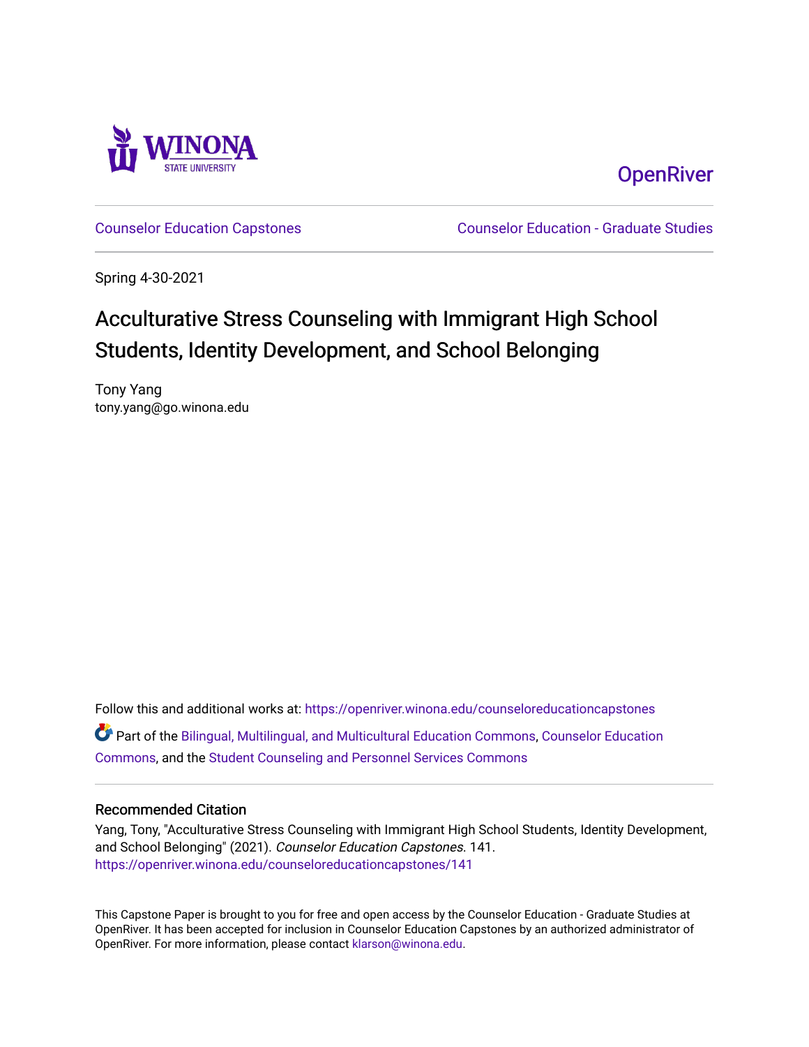Winona State University

OpenRiver

Counselor Education Capstones

Counselor Education - Graduate Studies

Spring 4-30-2021

# Acculturative Stress Counseling with Immigrant High School Students, Identity Development, and School Belonging

Tony Yang
tony.yang@go.winona.edu

Follow this and additional works at: https://openriver.winona.edu/counseloreducationcapstones

Part of the Bilingual, Multilingual, and Multicultural Education Commons, Counselor Education Commons, and the Student Counseling and Personnel Services Commons

## Recommended Citation

Yang, Tony, "Acculturative Stress Counseling with Immigrant High School Students, Identity Development, and School Belonging" (2021). *Counselor Education Capstones*. 141.
https://openriver.winona.edu/counseloreducationcapstones/141

This Capstone Paper is brought to you for free and open access by the Counselor Education - Graduate Studies at OpenRiver. It has been accepted for inclusion in Counselor Education Capstones by an authorized administrator of OpenRiver. For more information, please contact klarson@winona.edu.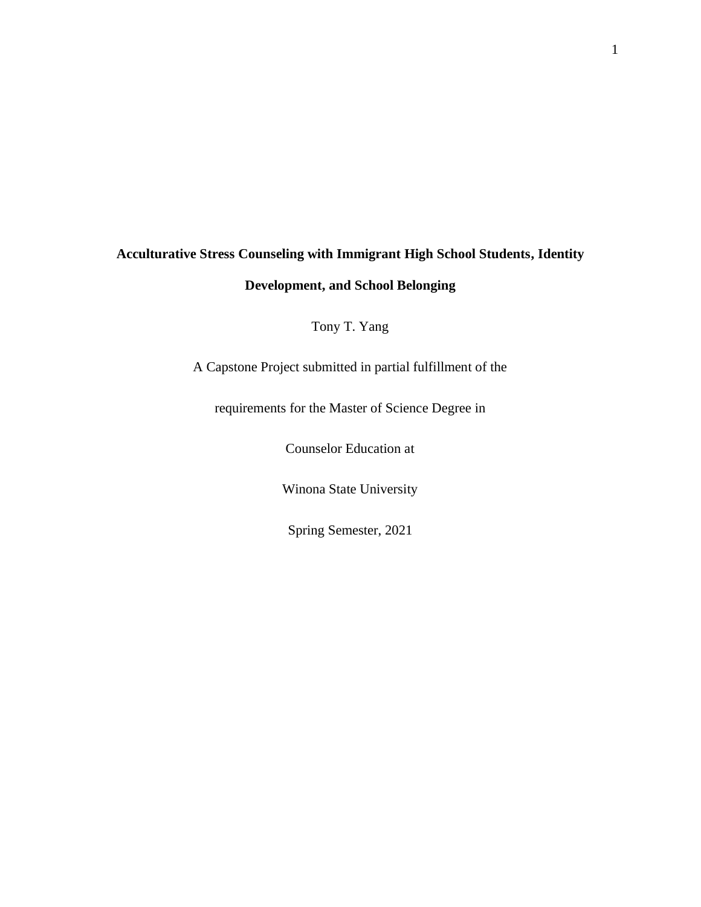**Acculturative Stress Counseling with Immigrant High School Students, Identity Development, and School Belonging**

Tony T. Yang

A Capstone Project submitted in partial fulfillment of the

requirements for the Master of Science Degree in

Counselor Education at

Winona State University

Spring Semester, 2021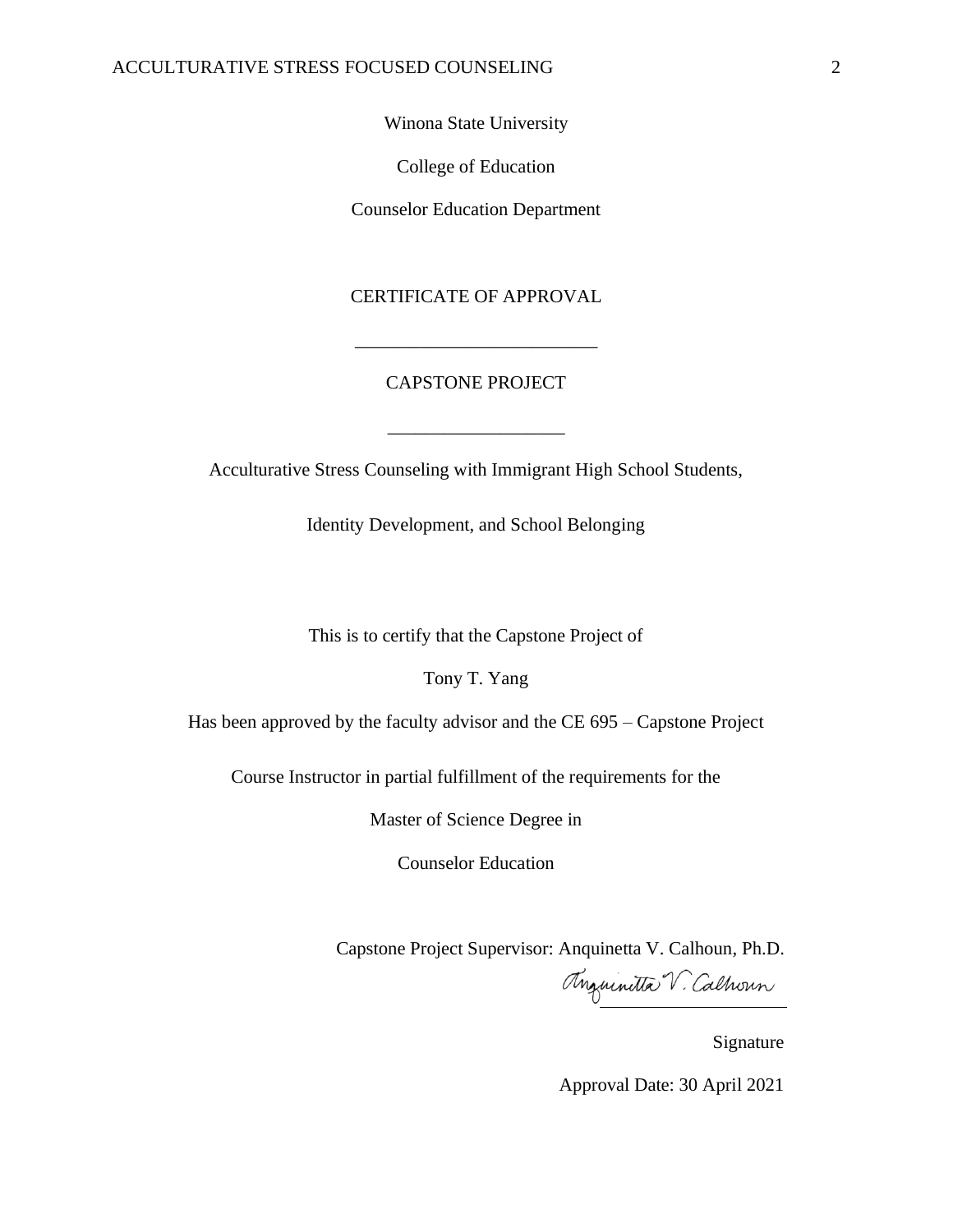Winona State University

College of Education

Counselor Education Department

CERTIFICATE OF APPROVAL

___________________________

CAPSTONE PROJECT

___________________

Acculturative Stress Counseling with Immigrant High School Students,

Identity Development, and School Belonging

This is to certify that the Capstone Project of

Tony T. Yang

Has been approved by the faculty advisor and the CE 695 – Capstone Project

Course Instructor in partial fulfillment of the requirements for the

Master of Science Degree in

Counselor Education

Capstone Project Supervisor: Anquinetta V. Calhoun, Ph.D.

Anquinetta V. Calhoun
______________________

Signature

Approval Date: 30 April 2021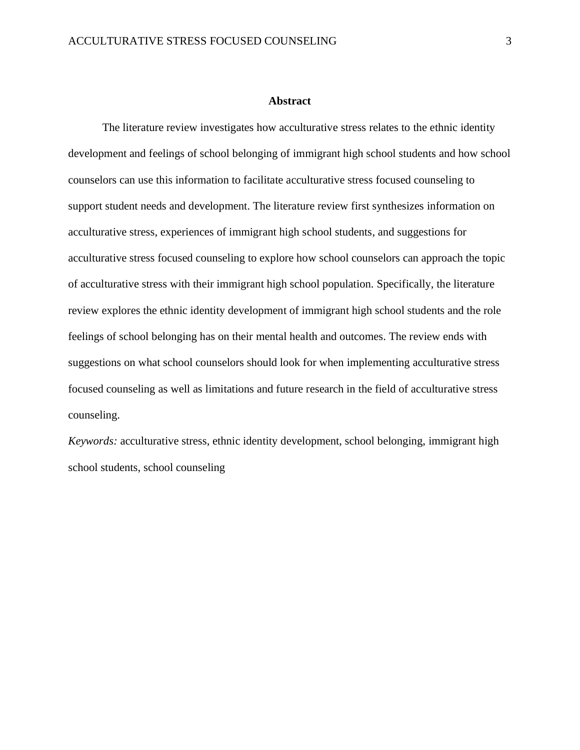# Abstract

The literature review investigates how acculturative stress relates to the ethnic identity development and feelings of school belonging of immigrant high school students and how school counselors can use this information to facilitate acculturative stress focused counseling to support student needs and development. The literature review first synthesizes information on acculturative stress, experiences of immigrant high school students, and suggestions for acculturative stress focused counseling to explore how school counselors can approach the topic of acculturative stress with their immigrant high school population. Specifically, the literature review explores the ethnic identity development of immigrant high school students and the role feelings of school belonging has on their mental health and outcomes. The review ends with suggestions on what school counselors should look for when implementing acculturative stress focused counseling as well as limitations and future research in the field of acculturative stress counseling.

*Keywords:* acculturative stress, ethnic identity development, school belonging, immigrant high school students, school counseling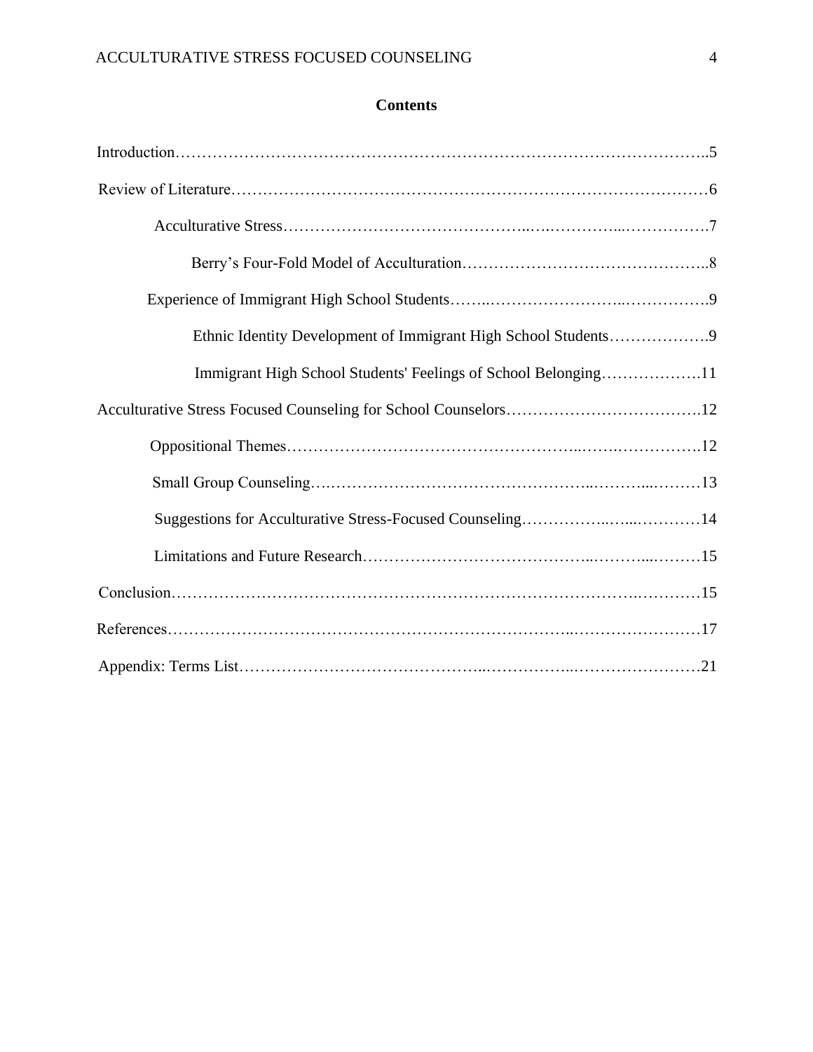# Contents

Introduction……………………………………………………………………………………..5

Review of Literature……………………………………………………………………………6

- Acculturative Stress……………………………………………………………………….7
  - Berry's Four-Fold Model of Acculturation………………………………………..8
- Experience of Immigrant High School Students……………………………………………9
  - Ethnic Identity Development of Immigrant High School Students……………….9
  - Immigrant High School Students' Feelings of School Belonging……………….11

Acculturative Stress Focused Counseling for School Counselors……………………………….12

- Oppositional Themes……………………………………………………………………12
- Small Group Counseling…………………………………………………………………13
- Suggestions for Acculturative Stress-Focused Counseling……………………………14
- Limitations and Future Research…………………………………………………………15

Conclusion………………………………………………………………………………………15

References………………………………………………………………………………………17

Appendix: Terms List……………………………………………………………………………21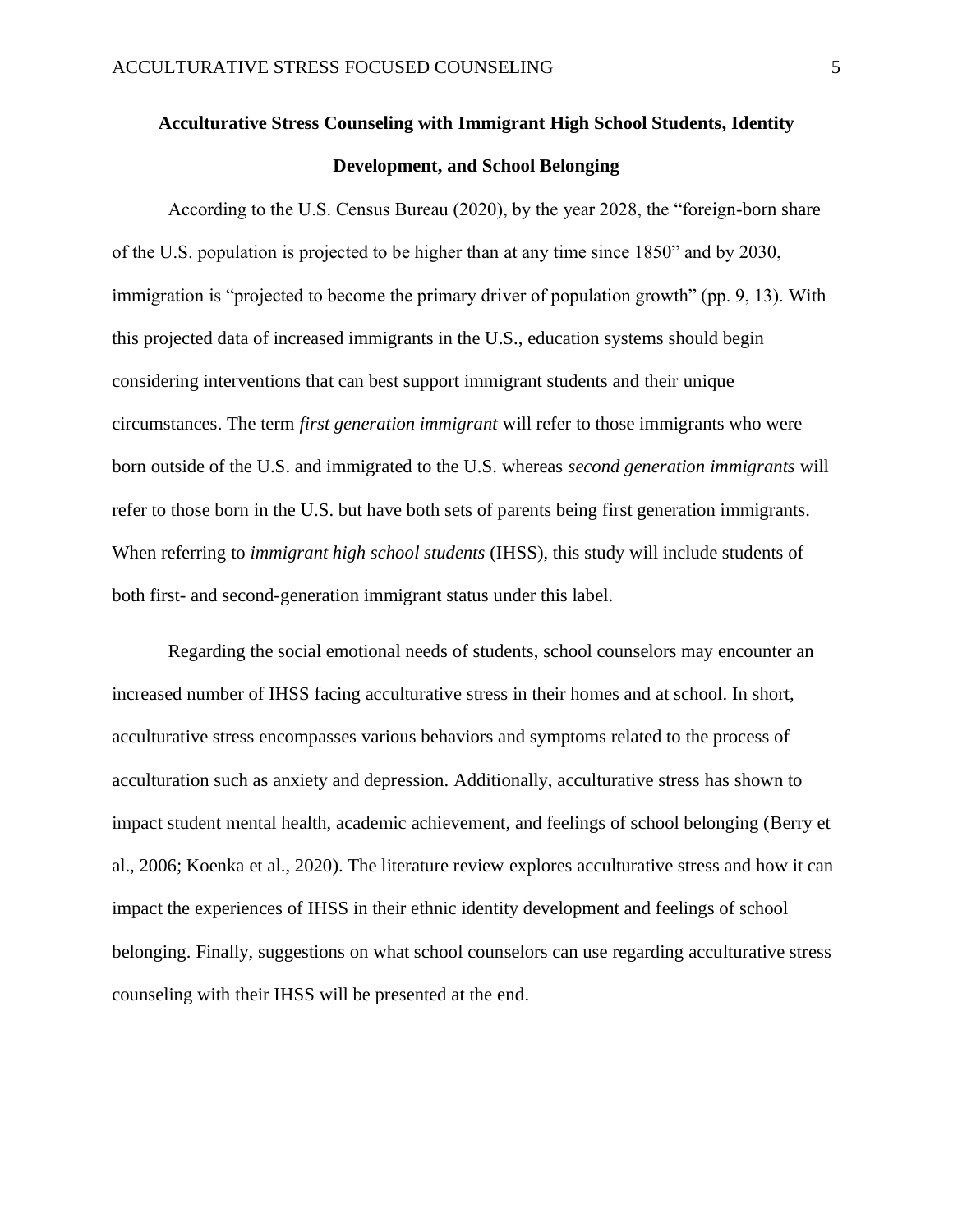## Acculturative Stress Counseling with Immigrant High School Students, Identity Development, and School Belonging

According to the U.S. Census Bureau (2020), by the year 2028, the "foreign-born share of the U.S. population is projected to be higher than at any time since 1850" and by 2030, immigration is "projected to become the primary driver of population growth" (pp. 9, 13). With this projected data of increased immigrants in the U.S., education systems should begin considering interventions that can best support immigrant students and their unique circumstances. The term *first generation immigrant* will refer to those immigrants who were born outside of the U.S. and immigrated to the U.S. whereas *second generation immigrants* will refer to those born in the U.S. but have both sets of parents being first generation immigrants. When referring to *immigrant high school students* (IHSS), this study will include students of both first- and second-generation immigrant status under this label.

Regarding the social emotional needs of students, school counselors may encounter an increased number of IHSS facing acculturative stress in their homes and at school. In short, acculturative stress encompasses various behaviors and symptoms related to the process of acculturation such as anxiety and depression. Additionally, acculturative stress has shown to impact student mental health, academic achievement, and feelings of school belonging (Berry et al., 2006; Koenka et al., 2020). The literature review explores acculturative stress and how it can impact the experiences of IHSS in their ethnic identity development and feelings of school belonging. Finally, suggestions on what school counselors can use regarding acculturative stress counseling with their IHSS will be presented at the end.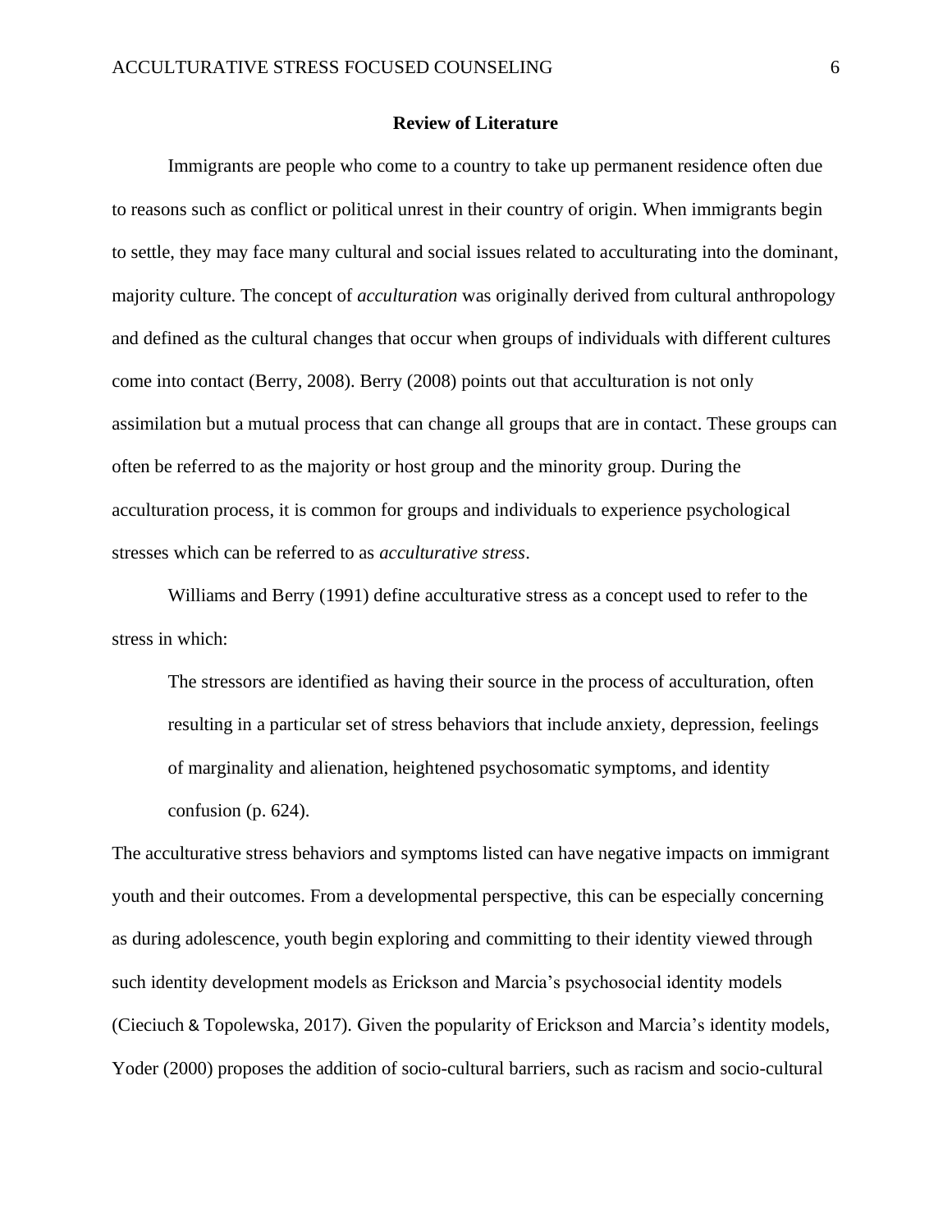## Review of Literature

Immigrants are people who come to a country to take up permanent residence often due to reasons such as conflict or political unrest in their country of origin. When immigrants begin to settle, they may face many cultural and social issues related to acculturating into the dominant, majority culture. The concept of *acculturation* was originally derived from cultural anthropology and defined as the cultural changes that occur when groups of individuals with different cultures come into contact (Berry, 2008). Berry (2008) points out that acculturation is not only assimilation but a mutual process that can change all groups that are in contact. These groups can often be referred to as the majority or host group and the minority group. During the acculturation process, it is common for groups and individuals to experience psychological stresses which can be referred to as *acculturative stress*.

Williams and Berry (1991) define acculturative stress as a concept used to refer to the stress in which:

> The stressors are identified as having their source in the process of acculturation, often resulting in a particular set of stress behaviors that include anxiety, depression, feelings of marginality and alienation, heightened psychosomatic symptoms, and identity confusion (p. 624).

The acculturative stress behaviors and symptoms listed can have negative impacts on immigrant youth and their outcomes. From a developmental perspective, this can be especially concerning as during adolescence, youth begin exploring and committing to their identity viewed through such identity development models as Erickson and Marcia's psychosocial identity models (Cieciuch & Topolewska, 2017). Given the popularity of Erickson and Marcia's identity models, Yoder (2000) proposes the addition of socio-cultural barriers, such as racism and socio-cultural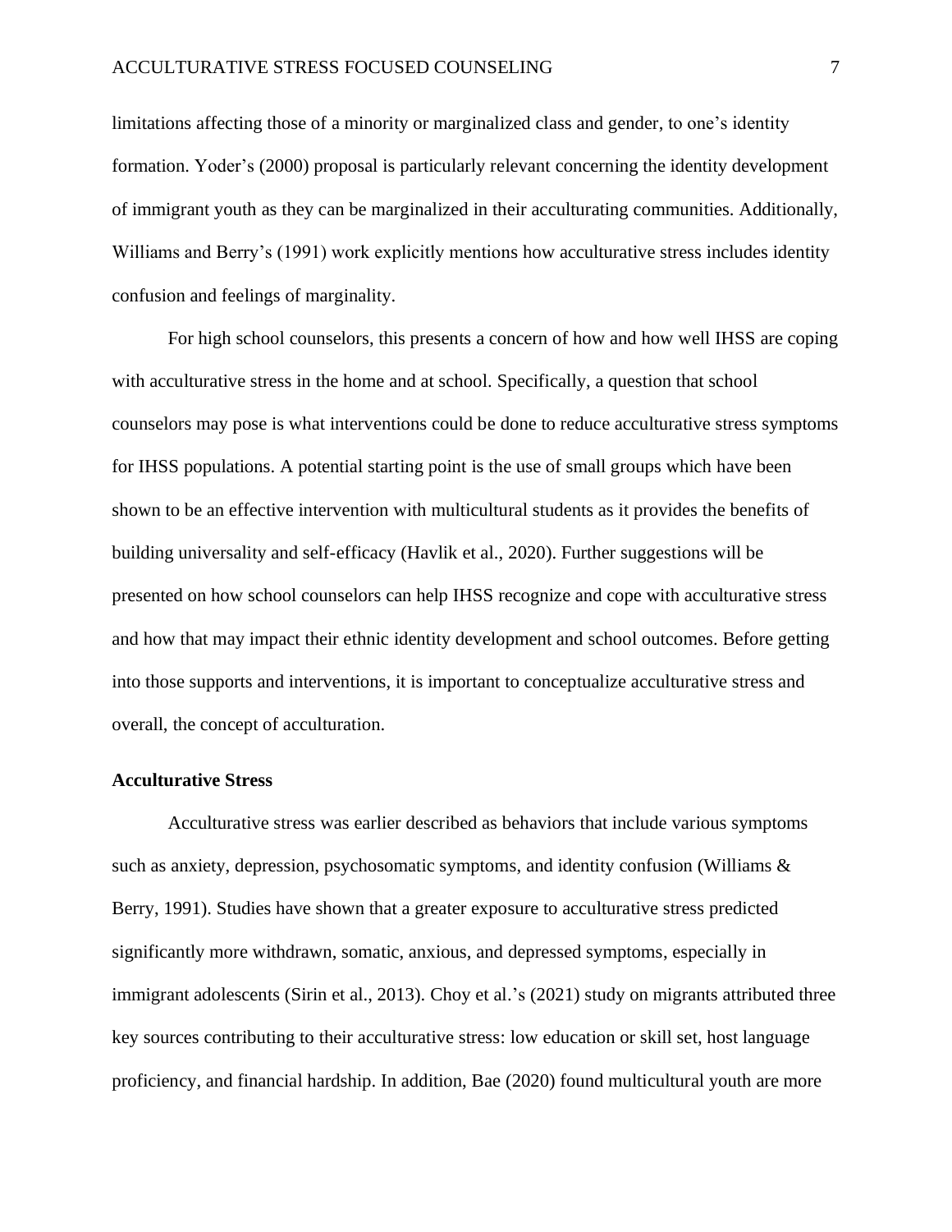limitations affecting those of a minority or marginalized class and gender, to one's identity formation. Yoder's (2000) proposal is particularly relevant concerning the identity development of immigrant youth as they can be marginalized in their acculturating communities. Additionally, Williams and Berry's (1991) work explicitly mentions how acculturative stress includes identity confusion and feelings of marginality.

For high school counselors, this presents a concern of how and how well IHSS are coping with acculturative stress in the home and at school. Specifically, a question that school counselors may pose is what interventions could be done to reduce acculturative stress symptoms for IHSS populations. A potential starting point is the use of small groups which have been shown to be an effective intervention with multicultural students as it provides the benefits of building universality and self-efficacy (Havlik et al., 2020). Further suggestions will be presented on how school counselors can help IHSS recognize and cope with acculturative stress and how that may impact their ethnic identity development and school outcomes. Before getting into those supports and interventions, it is important to conceptualize acculturative stress and overall, the concept of acculturation.

**Acculturative Stress**

Acculturative stress was earlier described as behaviors that include various symptoms such as anxiety, depression, psychosomatic symptoms, and identity confusion (Williams & Berry, 1991). Studies have shown that a greater exposure to acculturative stress predicted significantly more withdrawn, somatic, anxious, and depressed symptoms, especially in immigrant adolescents (Sirin et al., 2013). Choy et al.'s (2021) study on migrants attributed three key sources contributing to their acculturative stress: low education or skill set, host language proficiency, and financial hardship. In addition, Bae (2020) found multicultural youth are more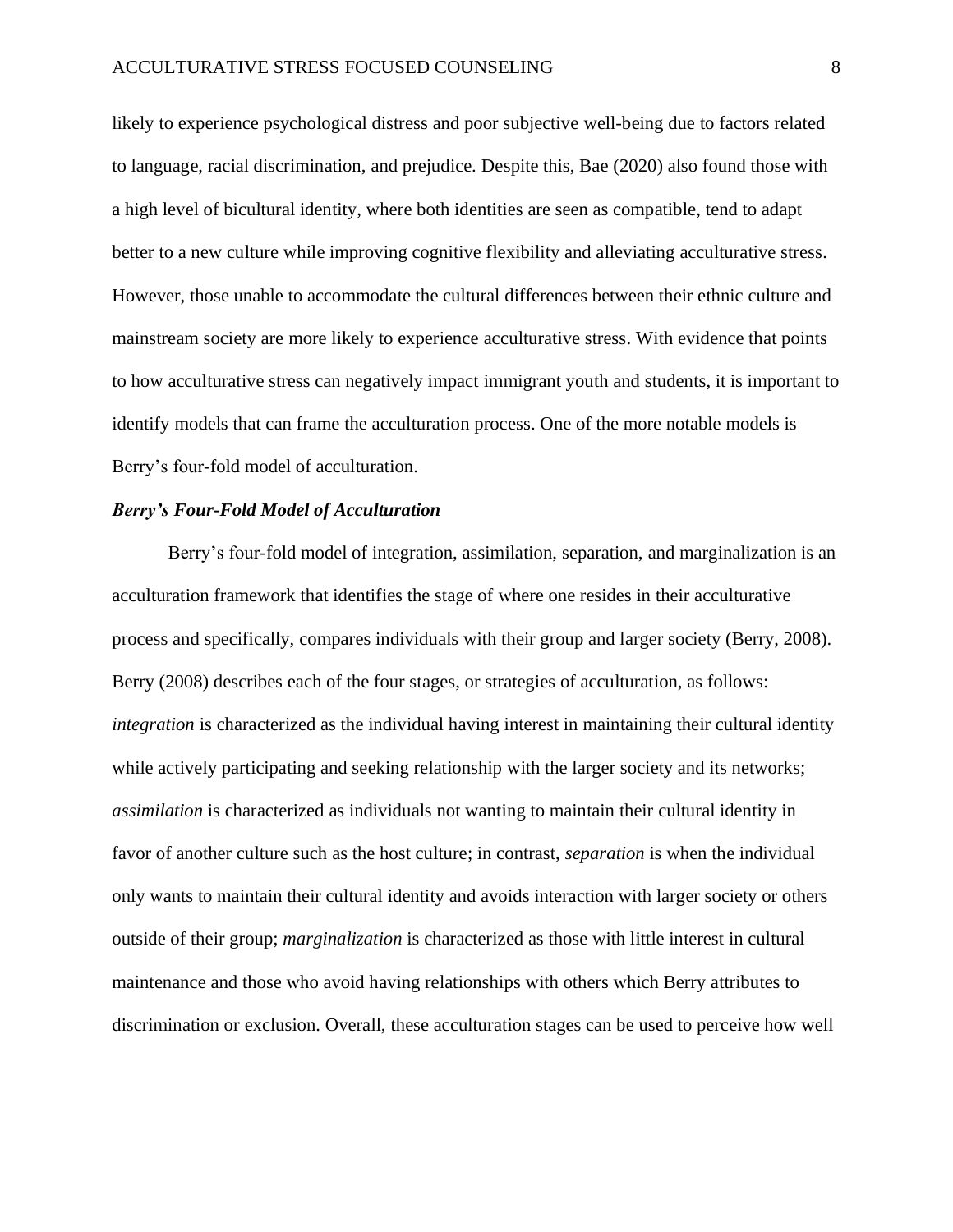likely to experience psychological distress and poor subjective well-being due to factors related to language, racial discrimination, and prejudice. Despite this, Bae (2020) also found those with a high level of bicultural identity, where both identities are seen as compatible, tend to adapt better to a new culture while improving cognitive flexibility and alleviating acculturative stress. However, those unable to accommodate the cultural differences between their ethnic culture and mainstream society are more likely to experience acculturative stress. With evidence that points to how acculturative stress can negatively impact immigrant youth and students, it is important to identify models that can frame the acculturation process. One of the more notable models is Berry's four-fold model of acculturation.

### *Berry's Four-Fold Model of Acculturation*

Berry's four-fold model of integration, assimilation, separation, and marginalization is an acculturation framework that identifies the stage of where one resides in their acculturative process and specifically, compares individuals with their group and larger society (Berry, 2008). Berry (2008) describes each of the four stages, or strategies of acculturation, as follows: *integration* is characterized as the individual having interest in maintaining their cultural identity while actively participating and seeking relationship with the larger society and its networks; *assimilation* is characterized as individuals not wanting to maintain their cultural identity in favor of another culture such as the host culture; in contrast, *separation* is when the individual only wants to maintain their cultural identity and avoids interaction with larger society or others outside of their group; *marginalization* is characterized as those with little interest in cultural maintenance and those who avoid having relationships with others which Berry attributes to discrimination or exclusion. Overall, these acculturation stages can be used to perceive how well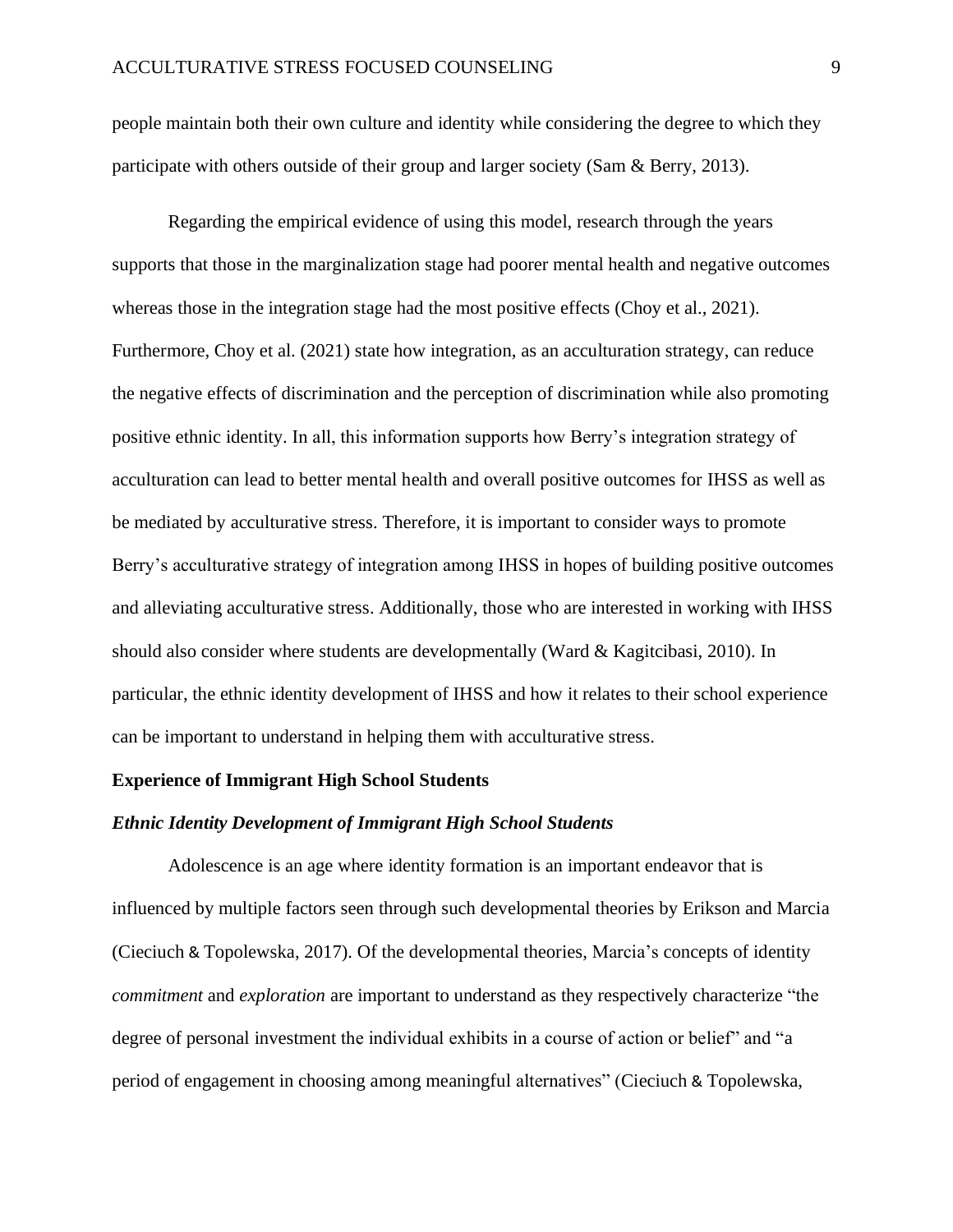people maintain both their own culture and identity while considering the degree to which they participate with others outside of their group and larger society (Sam & Berry, 2013).

Regarding the empirical evidence of using this model, research through the years supports that those in the marginalization stage had poorer mental health and negative outcomes whereas those in the integration stage had the most positive effects (Choy et al., 2021). Furthermore, Choy et al. (2021) state how integration, as an acculturation strategy, can reduce the negative effects of discrimination and the perception of discrimination while also promoting positive ethnic identity. In all, this information supports how Berry's integration strategy of acculturation can lead to better mental health and overall positive outcomes for IHSS as well as be mediated by acculturative stress. Therefore, it is important to consider ways to promote Berry's acculturative strategy of integration among IHSS in hopes of building positive outcomes and alleviating acculturative stress. Additionally, those who are interested in working with IHSS should also consider where students are developmentally (Ward & Kagitcibasi, 2010). In particular, the ethnic identity development of IHSS and how it relates to their school experience can be important to understand in helping them with acculturative stress.

## Experience of Immigrant High School Students

### *Ethnic Identity Development of Immigrant High School Students*

Adolescence is an age where identity formation is an important endeavor that is influenced by multiple factors seen through such developmental theories by Erikson and Marcia (Cieciuch & Topolewska, 2017). Of the developmental theories, Marcia's concepts of identity *commitment* and *exploration* are important to understand as they respectively characterize "the degree of personal investment the individual exhibits in a course of action or belief" and "a period of engagement in choosing among meaningful alternatives" (Cieciuch & Topolewska,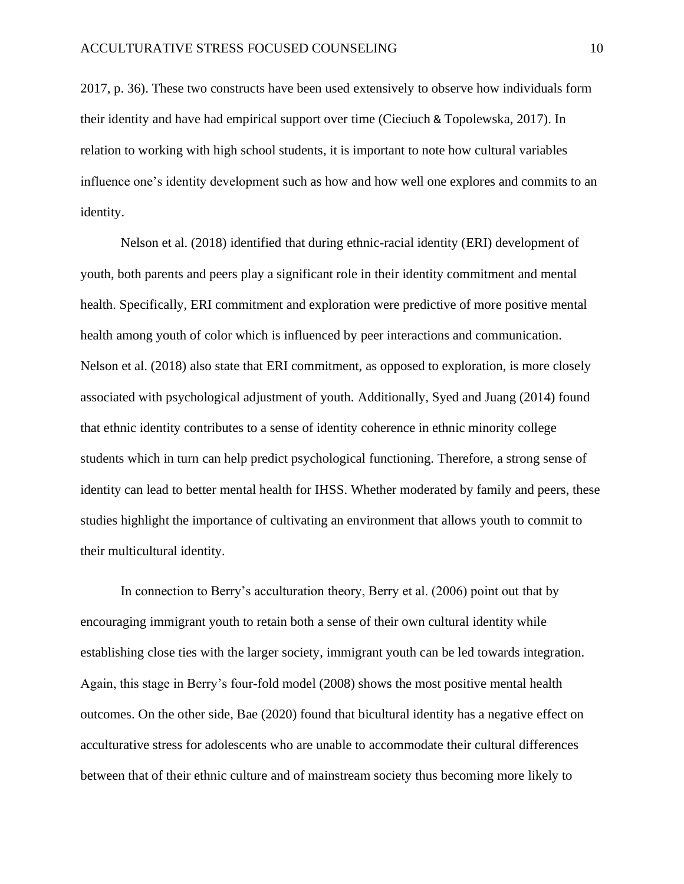2017, p. 36). These two constructs have been used extensively to observe how individuals form their identity and have had empirical support over time (Cieciuch & Topolewska, 2017). In relation to working with high school students, it is important to note how cultural variables influence one's identity development such as how and how well one explores and commits to an identity.

Nelson et al. (2018) identified that during ethnic-racial identity (ERI) development of youth, both parents and peers play a significant role in their identity commitment and mental health. Specifically, ERI commitment and exploration were predictive of more positive mental health among youth of color which is influenced by peer interactions and communication. Nelson et al. (2018) also state that ERI commitment, as opposed to exploration, is more closely associated with psychological adjustment of youth. Additionally, Syed and Juang (2014) found that ethnic identity contributes to a sense of identity coherence in ethnic minority college students which in turn can help predict psychological functioning. Therefore, a strong sense of identity can lead to better mental health for IHSS. Whether moderated by family and peers, these studies highlight the importance of cultivating an environment that allows youth to commit to their multicultural identity.

In connection to Berry's acculturation theory, Berry et al. (2006) point out that by encouraging immigrant youth to retain both a sense of their own cultural identity while establishing close ties with the larger society, immigrant youth can be led towards integration. Again, this stage in Berry's four-fold model (2008) shows the most positive mental health outcomes. On the other side, Bae (2020) found that bicultural identity has a negative effect on acculturative stress for adolescents who are unable to accommodate their cultural differences between that of their ethnic culture and of mainstream society thus becoming more likely to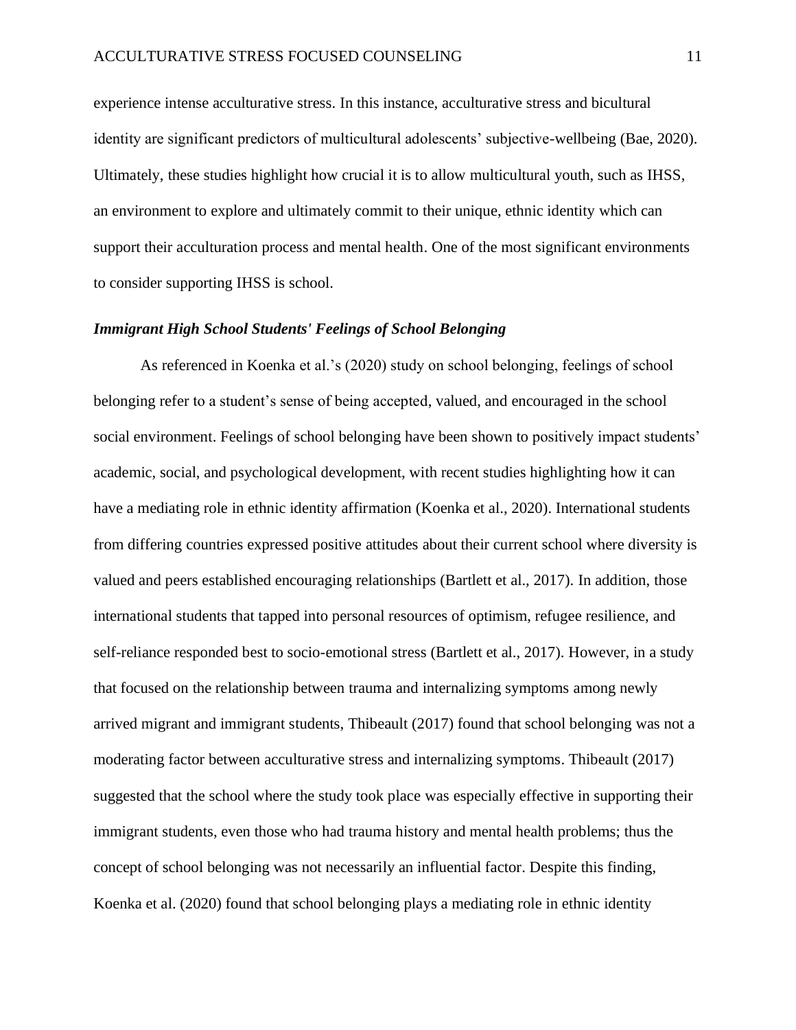experience intense acculturative stress. In this instance, acculturative stress and bicultural identity are significant predictors of multicultural adolescents' subjective-wellbeing (Bae, 2020). Ultimately, these studies highlight how crucial it is to allow multicultural youth, such as IHSS, an environment to explore and ultimately commit to their unique, ethnic identity which can support their acculturation process and mental health. One of the most significant environments to consider supporting IHSS is school.

### *Immigrant High School Students' Feelings of School Belonging*

As referenced in Koenka et al.'s (2020) study on school belonging, feelings of school belonging refer to a student's sense of being accepted, valued, and encouraged in the school social environment. Feelings of school belonging have been shown to positively impact students' academic, social, and psychological development, with recent studies highlighting how it can have a mediating role in ethnic identity affirmation (Koenka et al., 2020). International students from differing countries expressed positive attitudes about their current school where diversity is valued and peers established encouraging relationships (Bartlett et al., 2017). In addition, those international students that tapped into personal resources of optimism, refugee resilience, and self-reliance responded best to socio-emotional stress (Bartlett et al., 2017). However, in a study that focused on the relationship between trauma and internalizing symptoms among newly arrived migrant and immigrant students, Thibeault (2017) found that school belonging was not a moderating factor between acculturative stress and internalizing symptoms. Thibeault (2017) suggested that the school where the study took place was especially effective in supporting their immigrant students, even those who had trauma history and mental health problems; thus the concept of school belonging was not necessarily an influential factor. Despite this finding, Koenka et al. (2020) found that school belonging plays a mediating role in ethnic identity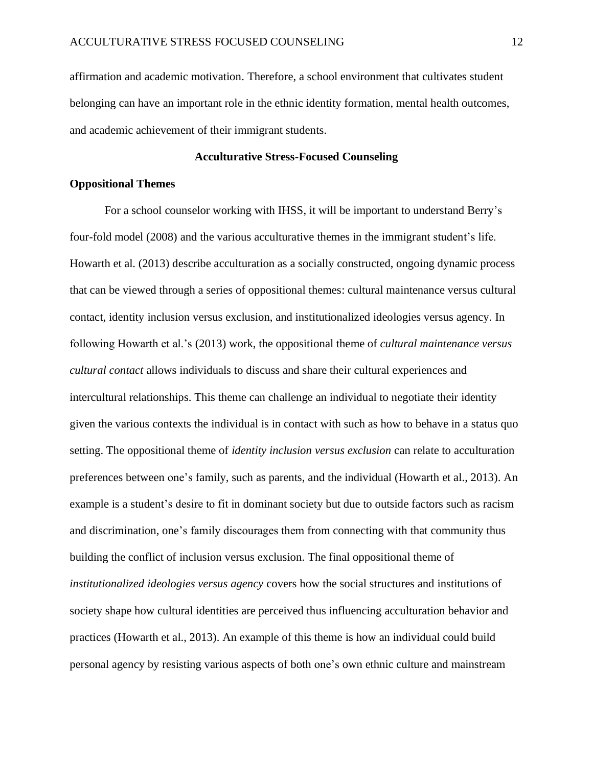affirmation and academic motivation. Therefore, a school environment that cultivates student belonging can have an important role in the ethnic identity formation, mental health outcomes, and academic achievement of their immigrant students.

## Acculturative Stress-Focused Counseling

### Oppositional Themes

For a school counselor working with IHSS, it will be important to understand Berry's four-fold model (2008) and the various acculturative themes in the immigrant student's life. Howarth et al. (2013) describe acculturation as a socially constructed, ongoing dynamic process that can be viewed through a series of oppositional themes: cultural maintenance versus cultural contact, identity inclusion versus exclusion, and institutionalized ideologies versus agency. In following Howarth et al.'s (2013) work, the oppositional theme of *cultural maintenance versus cultural contact* allows individuals to discuss and share their cultural experiences and intercultural relationships. This theme can challenge an individual to negotiate their identity given the various contexts the individual is in contact with such as how to behave in a status quo setting. The oppositional theme of *identity inclusion versus exclusion* can relate to acculturation preferences between one's family, such as parents, and the individual (Howarth et al., 2013). An example is a student's desire to fit in dominant society but due to outside factors such as racism and discrimination, one's family discourages them from connecting with that community thus building the conflict of inclusion versus exclusion. The final oppositional theme of *institutionalized ideologies versus agency* covers how the social structures and institutions of society shape how cultural identities are perceived thus influencing acculturation behavior and practices (Howarth et al., 2013). An example of this theme is how an individual could build personal agency by resisting various aspects of both one's own ethnic culture and mainstream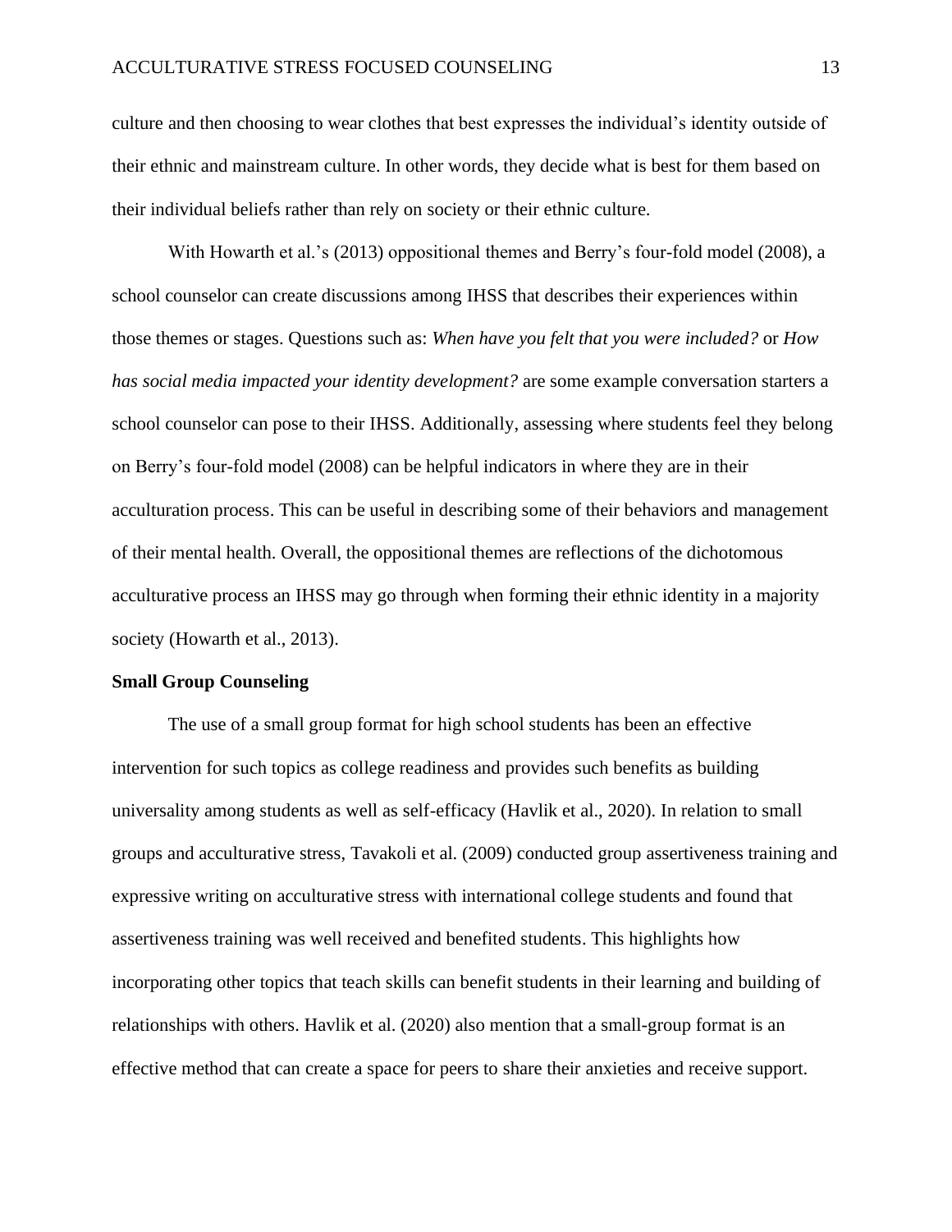culture and then choosing to wear clothes that best expresses the individual's identity outside of their ethnic and mainstream culture. In other words, they decide what is best for them based on their individual beliefs rather than rely on society or their ethnic culture.

With Howarth et al.'s (2013) oppositional themes and Berry's four-fold model (2008), a school counselor can create discussions among IHSS that describes their experiences within those themes or stages. Questions such as: *When have you felt that you were included?* or *How has social media impacted your identity development?* are some example conversation starters a school counselor can pose to their IHSS. Additionally, assessing where students feel they belong on Berry's four-fold model (2008) can be helpful indicators in where they are in their acculturation process. This can be useful in describing some of their behaviors and management of their mental health. Overall, the oppositional themes are reflections of the dichotomous acculturative process an IHSS may go through when forming their ethnic identity in a majority society (Howarth et al., 2013).

**Small Group Counseling**

The use of a small group format for high school students has been an effective intervention for such topics as college readiness and provides such benefits as building universality among students as well as self-efficacy (Havlik et al., 2020). In relation to small groups and acculturative stress, Tavakoli et al. (2009) conducted group assertiveness training and expressive writing on acculturative stress with international college students and found that assertiveness training was well received and benefited students. This highlights how incorporating other topics that teach skills can benefit students in their learning and building of relationships with others. Havlik et al. (2020) also mention that a small-group format is an effective method that can create a space for peers to share their anxieties and receive support.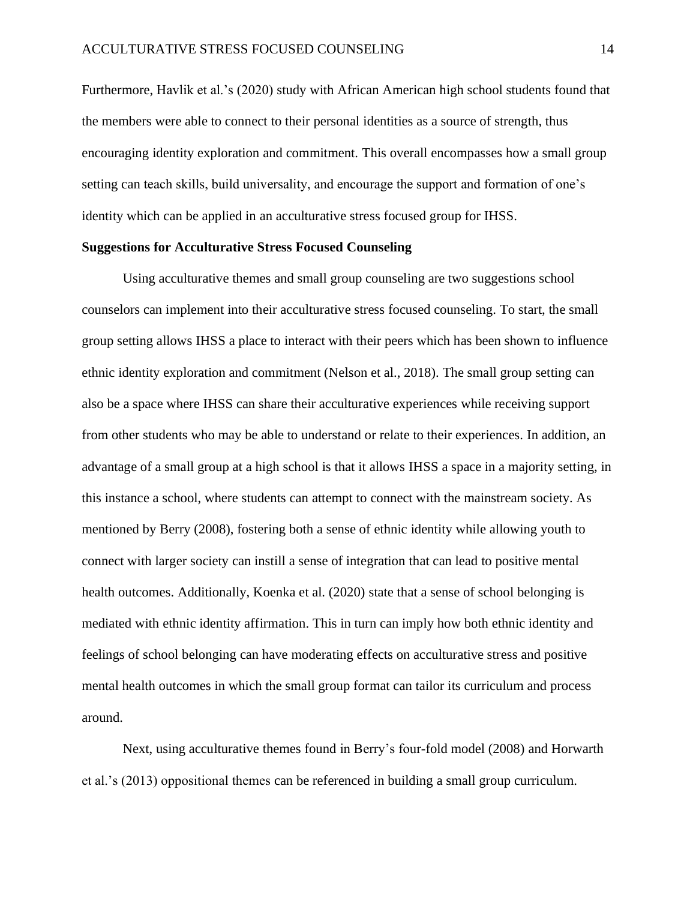Furthermore, Havlik et al.'s (2020) study with African American high school students found that the members were able to connect to their personal identities as a source of strength, thus encouraging identity exploration and commitment. This overall encompasses how a small group setting can teach skills, build universality, and encourage the support and formation of one's identity which can be applied in an acculturative stress focused group for IHSS.

**Suggestions for Acculturative Stress Focused Counseling**

Using acculturative themes and small group counseling are two suggestions school counselors can implement into their acculturative stress focused counseling. To start, the small group setting allows IHSS a place to interact with their peers which has been shown to influence ethnic identity exploration and commitment (Nelson et al., 2018). The small group setting can also be a space where IHSS can share their acculturative experiences while receiving support from other students who may be able to understand or relate to their experiences. In addition, an advantage of a small group at a high school is that it allows IHSS a space in a majority setting, in this instance a school, where students can attempt to connect with the mainstream society. As mentioned by Berry (2008), fostering both a sense of ethnic identity while allowing youth to connect with larger society can instill a sense of integration that can lead to positive mental health outcomes. Additionally, Koenka et al. (2020) state that a sense of school belonging is mediated with ethnic identity affirmation. This in turn can imply how both ethnic identity and feelings of school belonging can have moderating effects on acculturative stress and positive mental health outcomes in which the small group format can tailor its curriculum and process around.

Next, using acculturative themes found in Berry's four-fold model (2008) and Horwarth et al.'s (2013) oppositional themes can be referenced in building a small group curriculum.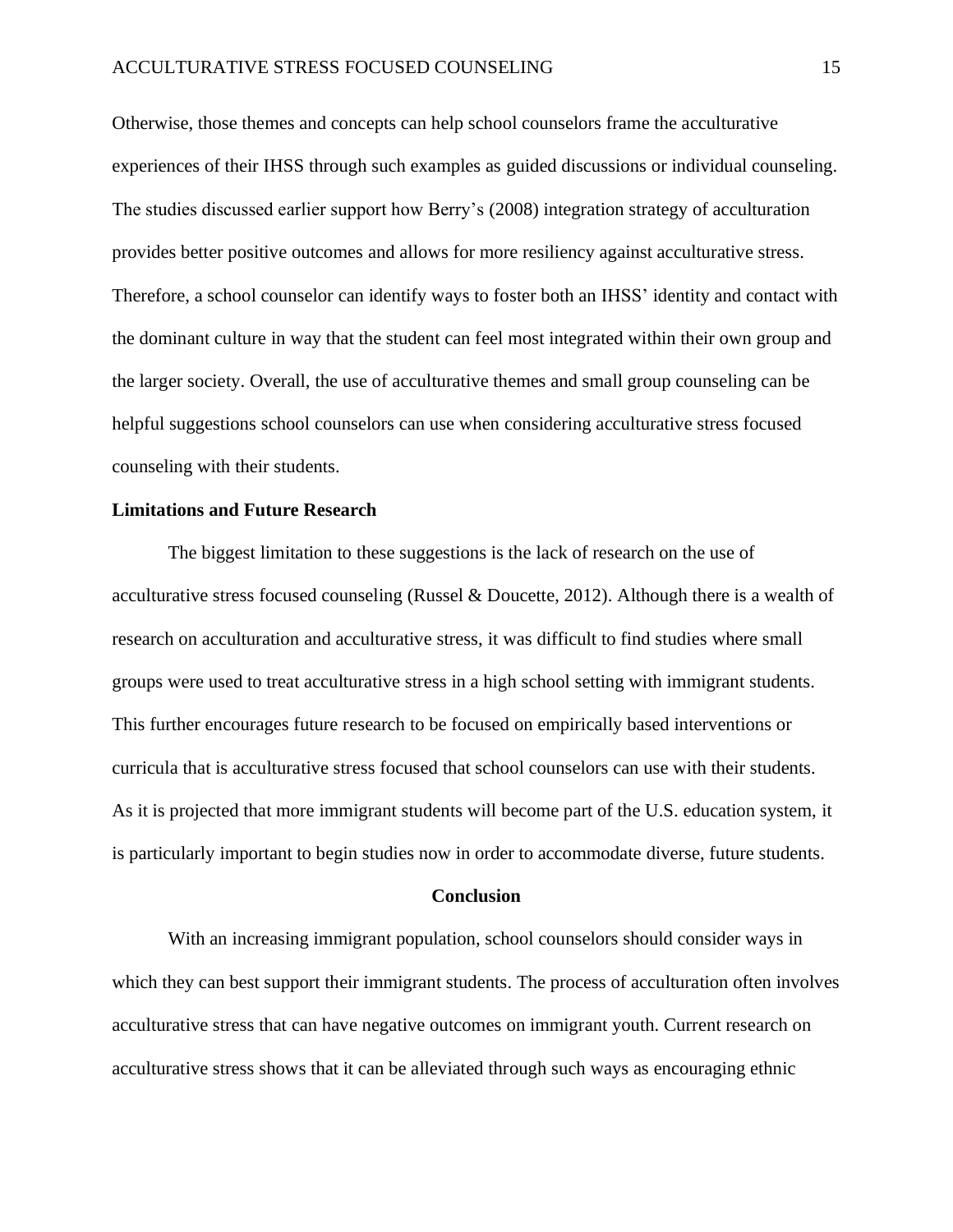Otherwise, those themes and concepts can help school counselors frame the acculturative experiences of their IHSS through such examples as guided discussions or individual counseling. The studies discussed earlier support how Berry's (2008) integration strategy of acculturation provides better positive outcomes and allows for more resiliency against acculturative stress. Therefore, a school counselor can identify ways to foster both an IHSS' identity and contact with the dominant culture in way that the student can feel most integrated within their own group and the larger society. Overall, the use of acculturative themes and small group counseling can be helpful suggestions school counselors can use when considering acculturative stress focused counseling with their students.

### Limitations and Future Research

The biggest limitation to these suggestions is the lack of research on the use of acculturative stress focused counseling (Russel & Doucette, 2012). Although there is a wealth of research on acculturation and acculturative stress, it was difficult to find studies where small groups were used to treat acculturative stress in a high school setting with immigrant students. This further encourages future research to be focused on empirically based interventions or curricula that is acculturative stress focused that school counselors can use with their students. As it is projected that more immigrant students will become part of the U.S. education system, it is particularly important to begin studies now in order to accommodate diverse, future students.

## Conclusion

With an increasing immigrant population, school counselors should consider ways in which they can best support their immigrant students. The process of acculturation often involves acculturative stress that can have negative outcomes on immigrant youth. Current research on acculturative stress shows that it can be alleviated through such ways as encouraging ethnic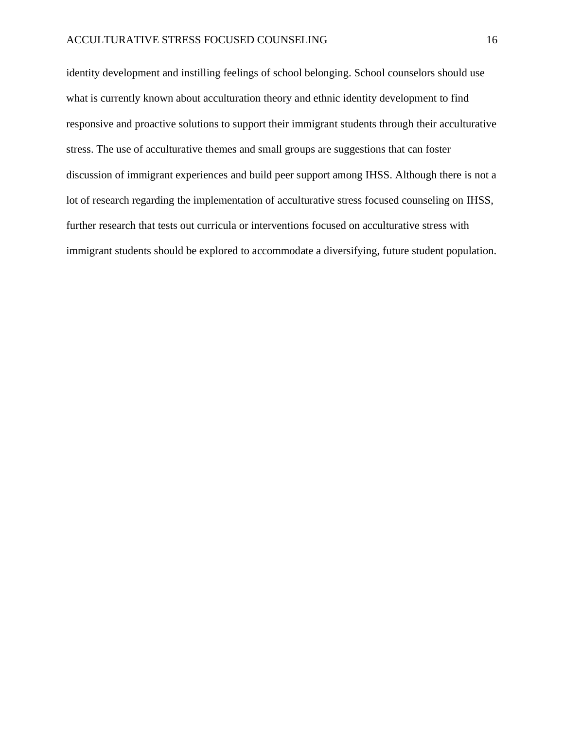identity development and instilling feelings of school belonging. School counselors should use what is currently known about acculturation theory and ethnic identity development to find responsive and proactive solutions to support their immigrant students through their acculturative stress. The use of acculturative themes and small groups are suggestions that can foster discussion of immigrant experiences and build peer support among IHSS. Although there is not a lot of research regarding the implementation of acculturative stress focused counseling on IHSS, further research that tests out curricula or interventions focused on acculturative stress with immigrant students should be explored to accommodate a diversifying, future student population.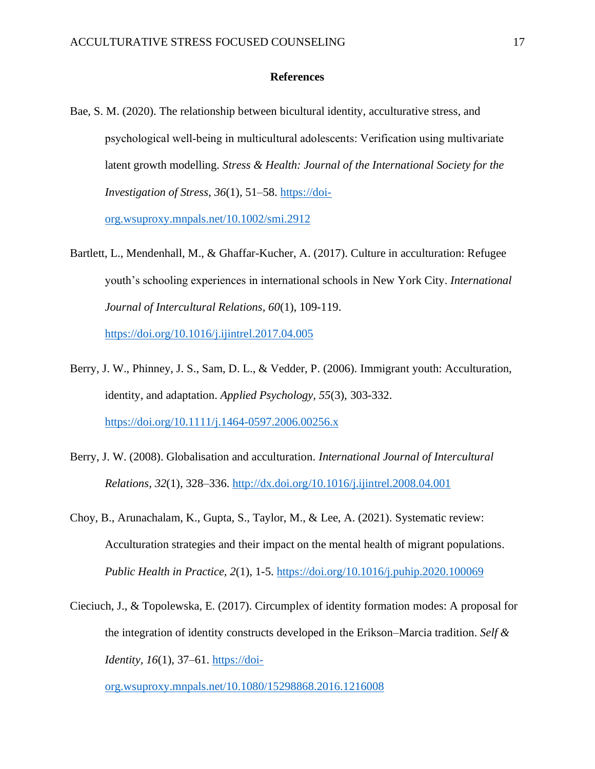## References

Bae, S. M. (2020). The relationship between bicultural identity, acculturative stress, and psychological well-being in multicultural adolescents: Verification using multivariate latent growth modelling. *Stress & Health: Journal of the International Society for the Investigation of Stress*, *36*(1), 51–58. https://doi-org.wsuproxy.mnpals.net/10.1002/smi.2912

Bartlett, L., Mendenhall, M., & Ghaffar-Kucher, A. (2017). Culture in acculturation: Refugee youth's schooling experiences in international schools in New York City. *International Journal of Intercultural Relations, 60*(1), 109-119. https://doi.org/10.1016/j.ijintrel.2017.04.005

Berry, J. W., Phinney, J. S., Sam, D. L., & Vedder, P. (2006). Immigrant youth: Acculturation, identity, and adaptation. *Applied Psychology, 55*(3), 303-332. https://doi.org/10.1111/j.1464-0597.2006.00256.x

Berry, J. W. (2008). Globalisation and acculturation. *International Journal of Intercultural Relations, 32*(1), 328–336. http://dx.doi.org/10.1016/j.ijintrel.2008.04.001

Choy, B., Arunachalam, K., Gupta, S., Taylor, M., & Lee, A. (2021). Systematic review: Acculturation strategies and their impact on the mental health of migrant populations. *Public Health in Practice, 2*(1), 1-5. https://doi.org/10.1016/j.puhip.2020.100069

Cieciuch, J., & Topolewska, E. (2017). Circumplex of identity formation modes: A proposal for the integration of identity constructs developed in the Erikson–Marcia tradition. *Self & Identity*, *16*(1), 37–61. https://doi-org.wsuproxy.mnpals.net/10.1080/15298868.2016.1216008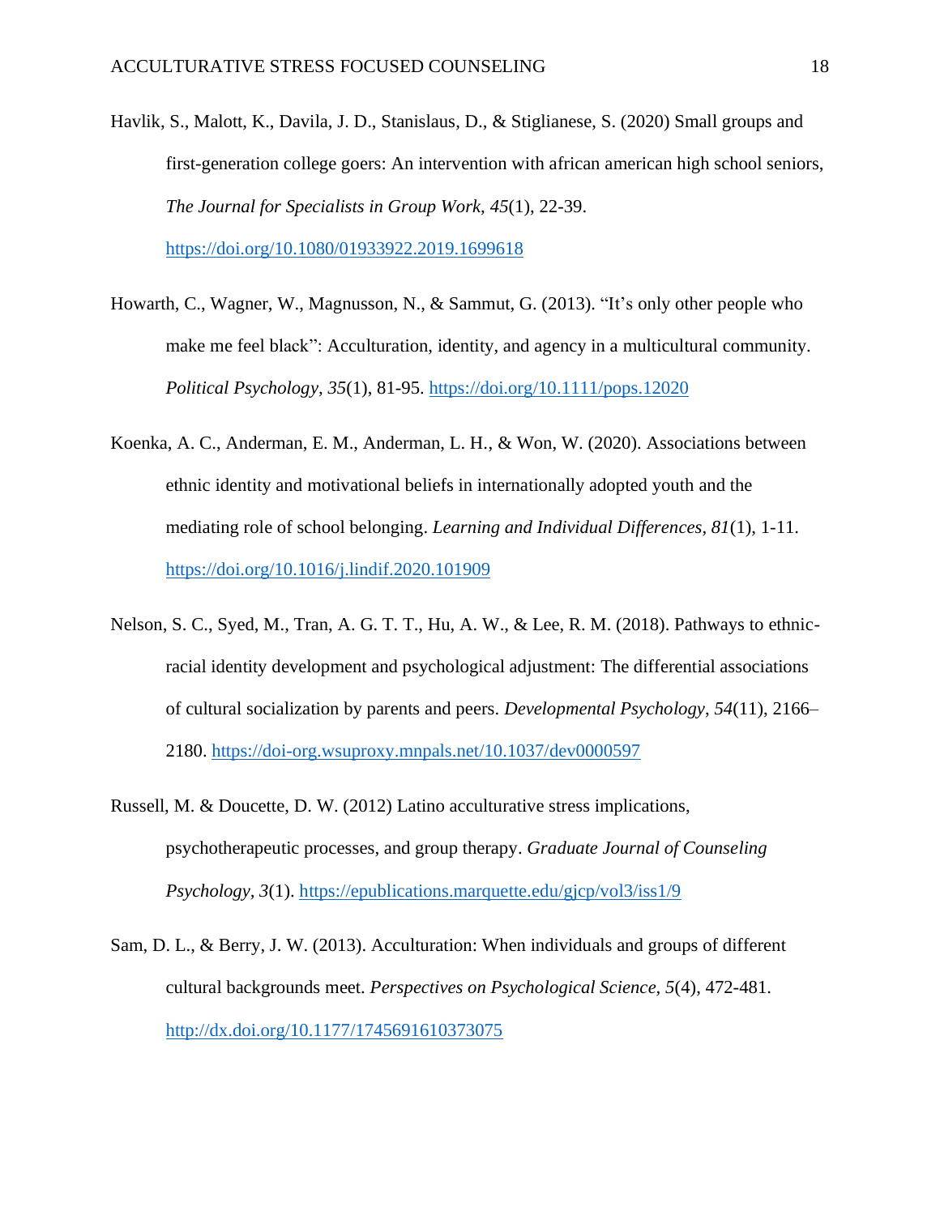Havlik, S., Malott, K., Davila, J. D., Stanislaus, D., & Stiglianese, S. (2020) Small groups and first-generation college goers: An intervention with african american high school seniors, *The Journal for Specialists in Group Work, 45*(1), 22-39. https://doi.org/10.1080/01933922.2019.1699618

Howarth, C., Wagner, W., Magnusson, N., & Sammut, G. (2013). "It's only other people who make me feel black": Acculturation, identity, and agency in a multicultural community. *Political Psychology, 35*(1), 81-95. https://doi.org/10.1111/pops.12020

Koenka, A. C., Anderman, E. M., Anderman, L. H., & Won, W. (2020). Associations between ethnic identity and motivational beliefs in internationally adopted youth and the mediating role of school belonging. *Learning and Individual Differences, 81*(1), 1-11. https://doi.org/10.1016/j.lindif.2020.101909

Nelson, S. C., Syed, M., Tran, A. G. T. T., Hu, A. W., & Lee, R. M. (2018). Pathways to ethnic-racial identity development and psychological adjustment: The differential associations of cultural socialization by parents and peers. *Developmental Psychology*, *54*(11), 2166–2180. https://doi-org.wsuproxy.mnpals.net/10.1037/dev0000597

Russell, M. & Doucette, D. W. (2012) Latino acculturative stress implications, psychotherapeutic processes, and group therapy. *Graduate Journal of Counseling Psychology, 3*(1). https://epublications.marquette.edu/gjcp/vol3/iss1/9

Sam, D. L., & Berry, J. W. (2013). Acculturation: When individuals and groups of different cultural backgrounds meet. *Perspectives on Psychological Science, 5*(4), 472-481. http://dx.doi.org/10.1177/1745691610373075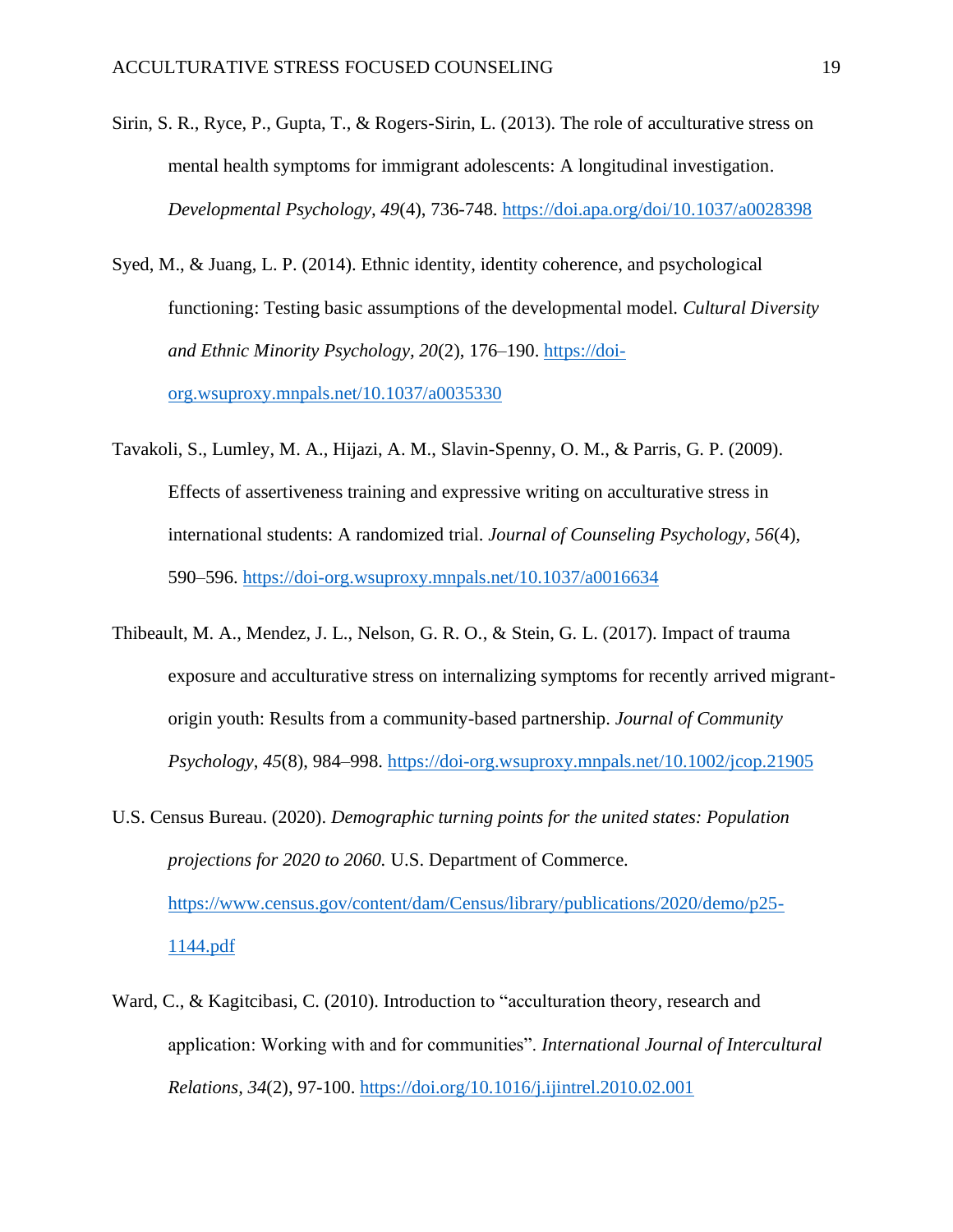Sirin, S. R., Ryce, P., Gupta, T., & Rogers-Sirin, L. (2013). The role of acculturative stress on mental health symptoms for immigrant adolescents: A longitudinal investigation. *Developmental Psychology, 49*(4), 736-748. https://doi.apa.org/doi/10.1037/a0028398

Syed, M., & Juang, L. P. (2014). Ethnic identity, identity coherence, and psychological functioning: Testing basic assumptions of the developmental model. *Cultural Diversity and Ethnic Minority Psychology*, *20*(2), 176–190. https://doi-org.wsuproxy.mnpals.net/10.1037/a0035330

Tavakoli, S., Lumley, M. A., Hijazi, A. M., Slavin-Spenny, O. M., & Parris, G. P. (2009). Effects of assertiveness training and expressive writing on acculturative stress in international students: A randomized trial. *Journal of Counseling Psychology*, *56*(4), 590–596. https://doi-org.wsuproxy.mnpals.net/10.1037/a0016634

Thibeault, M. A., Mendez, J. L., Nelson, G. R. O., & Stein, G. L. (2017). Impact of trauma exposure and acculturative stress on internalizing symptoms for recently arrived migrant-origin youth: Results from a community-based partnership. *Journal of Community Psychology*, *45*(8), 984–998. https://doi-org.wsuproxy.mnpals.net/10.1002/jcop.21905

U.S. Census Bureau. (2020). *Demographic turning points for the united states: Population projections for 2020 to 2060.* U.S. Department of Commerce. https://www.census.gov/content/dam/Census/library/publications/2020/demo/p25-1144.pdf

Ward, C., & Kagitcibasi, C. (2010). Introduction to "acculturation theory, research and application: Working with and for communities". *International Journal of Intercultural Relations, 34*(2), 97-100. https://doi.org/10.1016/j.ijintrel.2010.02.001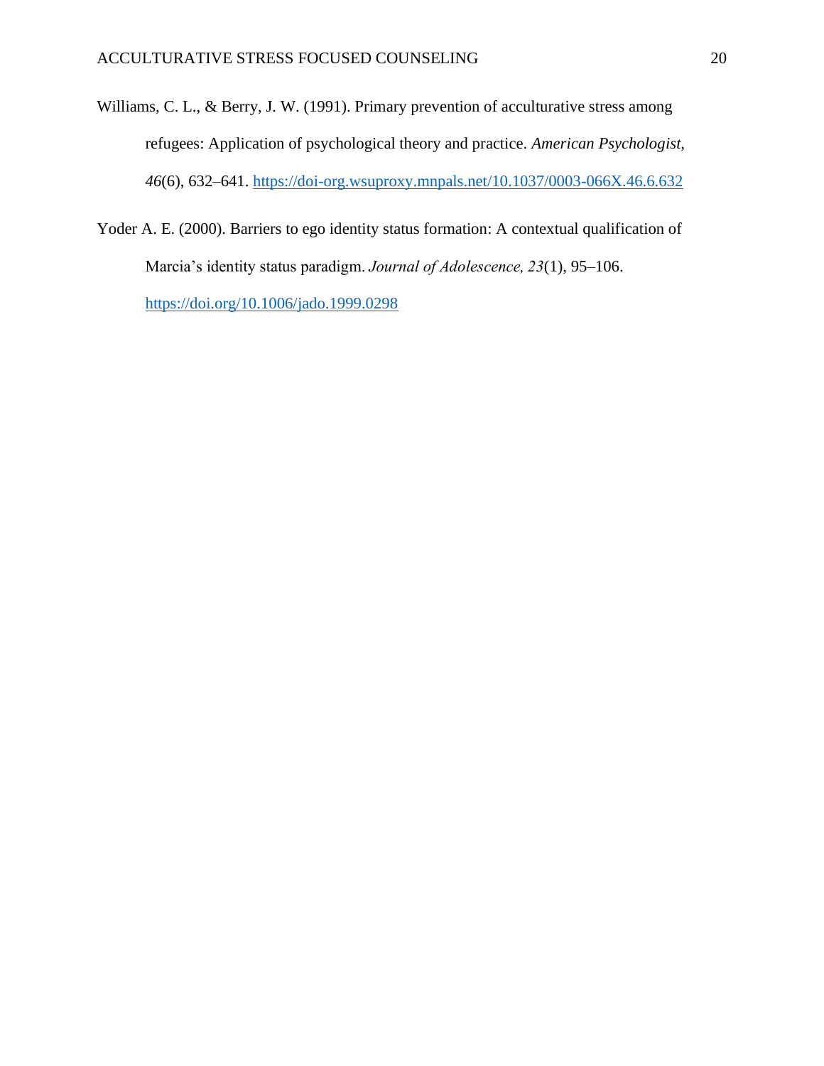Williams, C. L., & Berry, J. W. (1991). Primary prevention of acculturative stress among refugees: Application of psychological theory and practice. *American Psychologist, 46*(6), 632–641. https://doi-org.wsuproxy.mnpals.net/10.1037/0003-066X.46.6.632

Yoder A. E. (2000). Barriers to ego identity status formation: A contextual qualification of Marcia's identity status paradigm. *Journal of Adolescence, 23*(1), 95–106. https://doi.org/10.1006/jado.1999.0298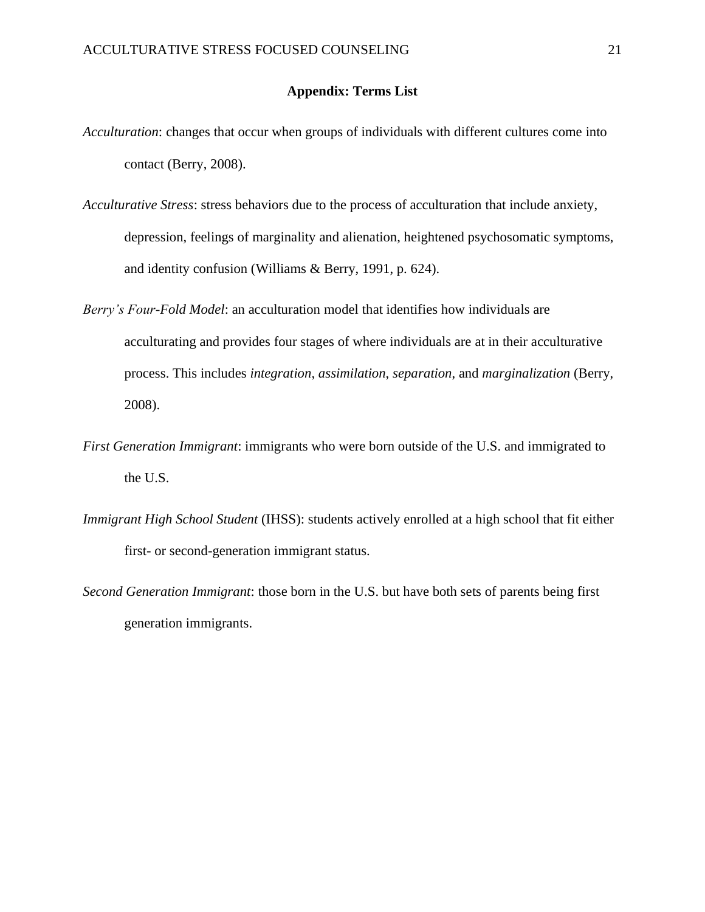## Appendix: Terms List

*Acculturation*: changes that occur when groups of individuals with different cultures come into contact (Berry, 2008).

*Acculturative Stress*: stress behaviors due to the process of acculturation that include anxiety, depression, feelings of marginality and alienation, heightened psychosomatic symptoms, and identity confusion (Williams & Berry, 1991, p. 624).

*Berry's Four-Fold Model*: an acculturation model that identifies how individuals are acculturating and provides four stages of where individuals are at in their acculturative process. This includes *integration*, *assimilation*, *separation*, and *marginalization* (Berry, 2008).

*First Generation Immigrant*: immigrants who were born outside of the U.S. and immigrated to the U.S.

*Immigrant High School Student* (IHSS): students actively enrolled at a high school that fit either first- or second-generation immigrant status.

*Second Generation Immigrant*: those born in the U.S. but have both sets of parents being first generation immigrants.